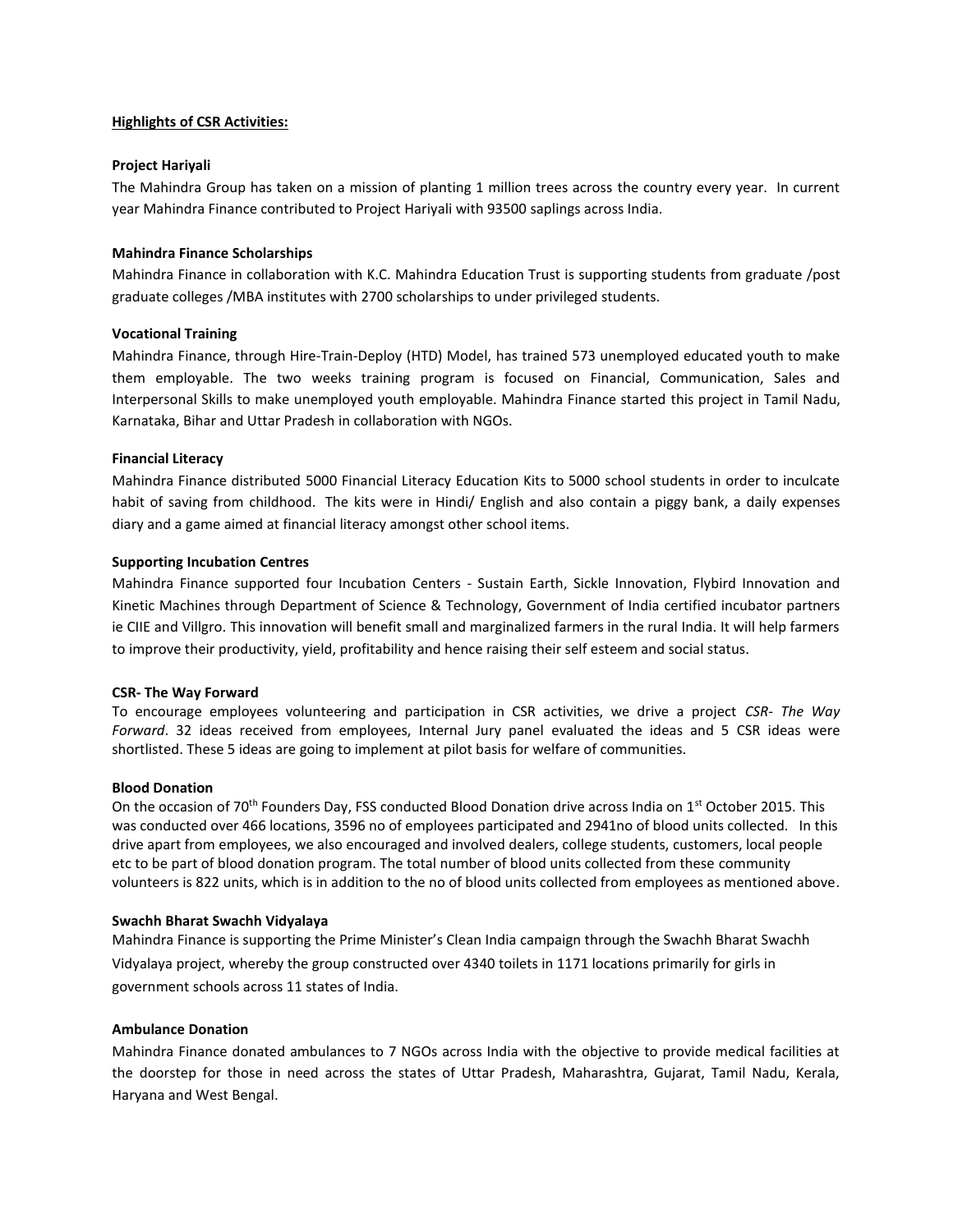**Highlights of CSR Activities:**

**Project Hariyali**

The Mahindra Group has taken on a mission of planting 1 million trees across the country every year. In current year Mahindra Finance contributed to Project Hariyali with 93500 saplings across India.

**Mahindra Finance Scholarships**

Mahindra Finance in collaboration with K.C. Mahindra Education Trust is supporting students from graduate /post graduate colleges /MBA institutes with 2700 scholarships to under privileged students.

**Vocational Training**

Mahindra Finance, through Hire-Train-Deploy (HTD) Model, has trained 573 unemployed educated youth to make them employable. The two weeks training program is focused on Financial, Communication, Sales and Interpersonal Skills to make unemployed youth employable. Mahindra Finance started this project in Tamil Nadu, Karnataka, Bihar and Uttar Pradesh in collaboration with NGOs.

**Financial Literacy**

Mahindra Finance distributed 5000 Financial Literacy Education Kits to 5000 school students in order to inculcate habit of saving from childhood. The kits were in Hindi/ English and also contain a piggy bank, a daily expenses diary and a game aimed at financial literacy amongst other school items.

**Supporting Incubation Centres**

Mahindra Finance supported four Incubation Centers - Sustain Earth, Sickle Innovation, Flybird Innovation and Kinetic Machines through Department of Science & Technology, Government of India certified incubator partners ie CIIE and Villgro. This innovation will benefit small and marginalized farmers in the rural India. It will help farmers to improve their productivity, yield, profitability and hence raising their self esteem and social status.

**CSR- The Way Forward**

To encourage employees volunteering and participation in CSR activities, we drive a project *CSR- The Way Forward*. 32 ideas received from employees, Internal Jury panel evaluated the ideas and 5 CSR ideas were shortlisted. These 5 ideas are going to implement at pilot basis for welfare of communities.

**Blood Donation**

On the occasion of 70th Founders Day, FSS conducted Blood Donation drive across India on 1st October 2015. This was conducted over 466 locations, 3596 no of employees participated and 2941no of blood units collected. In this drive apart from employees, we also encouraged and involved dealers, college students, customers, local people etc to be part of blood donation program. The total number of blood units collected from these community volunteers is 822 units, which is in addition to the no of blood units collected from employees as mentioned above.

**Swachh Bharat Swachh Vidyalaya**

Mahindra Finance is supporting the Prime Minister's Clean India campaign through the Swachh Bharat Swachh Vidyalaya project, whereby the group constructed over 4340 toilets in 1171 locations primarily for girls in government schools across 11 states of India.

**Ambulance Donation**

Mahindra Finance donated ambulances to 7 NGOs across India with the objective to provide medical facilities at the doorstep for those in need across the states of Uttar Pradesh, Maharashtra, Gujarat, Tamil Nadu, Kerala, Haryana and West Bengal.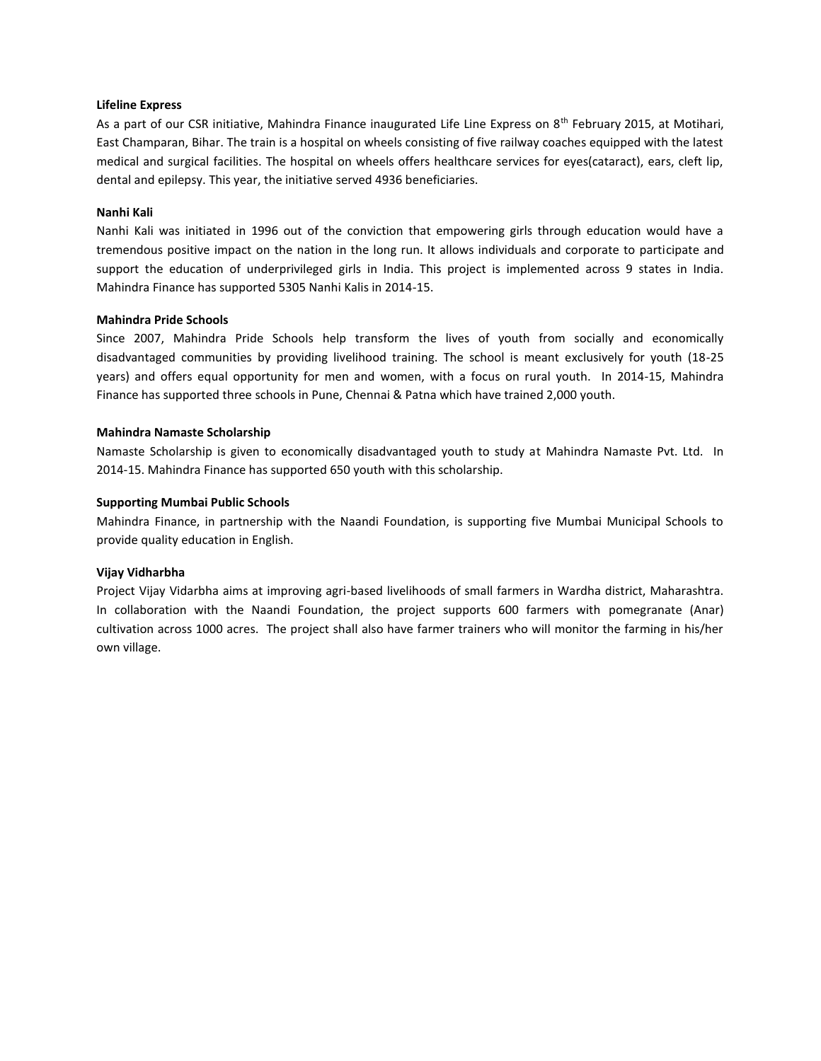**Lifeline Express**

As a part of our CSR initiative, Mahindra Finance inaugurated Life Line Express on 8th February 2015, at Motihari, East Champaran, Bihar. The train is a hospital on wheels consisting of five railway coaches equipped with the latest medical and surgical facilities. The hospital on wheels offers healthcare services for eyes(cataract), ears, cleft lip, dental and epilepsy. This year, the initiative served 4936 beneficiaries.

**Nanhi Kali**

Nanhi Kali was initiated in 1996 out of the conviction that empowering girls through education would have a tremendous positive impact on the nation in the long run. It allows individuals and corporate to participate and support the education of underprivileged girls in India. This project is implemented across 9 states in India. Mahindra Finance has supported 5305 Nanhi Kalis in 2014-15.

**Mahindra Pride Schools**

Since 2007, Mahindra Pride Schools help transform the lives of youth from socially and economically disadvantaged communities by providing livelihood training. The school is meant exclusively for youth (18-25 years) and offers equal opportunity for men and women, with a focus on rural youth. In 2014-15, Mahindra Finance has supported three schools in Pune, Chennai & Patna which have trained 2,000 youth.

**Mahindra Namaste Scholarship**

Namaste Scholarship is given to economically disadvantaged youth to study at Mahindra Namaste Pvt. Ltd. In 2014-15. Mahindra Finance has supported 650 youth with this scholarship.

**Supporting Mumbai Public Schools**

Mahindra Finance, in partnership with the Naandi Foundation, is supporting five Mumbai Municipal Schools to provide quality education in English.

**Vijay Vidharbha**

Project Vijay Vidarbha aims at improving agri-based livelihoods of small farmers in Wardha district, Maharashtra. In collaboration with the Naandi Foundation, the project supports 600 farmers with pomegranate (Anar) cultivation across 1000 acres. The project shall also have farmer trainers who will monitor the farming in his/her own village.